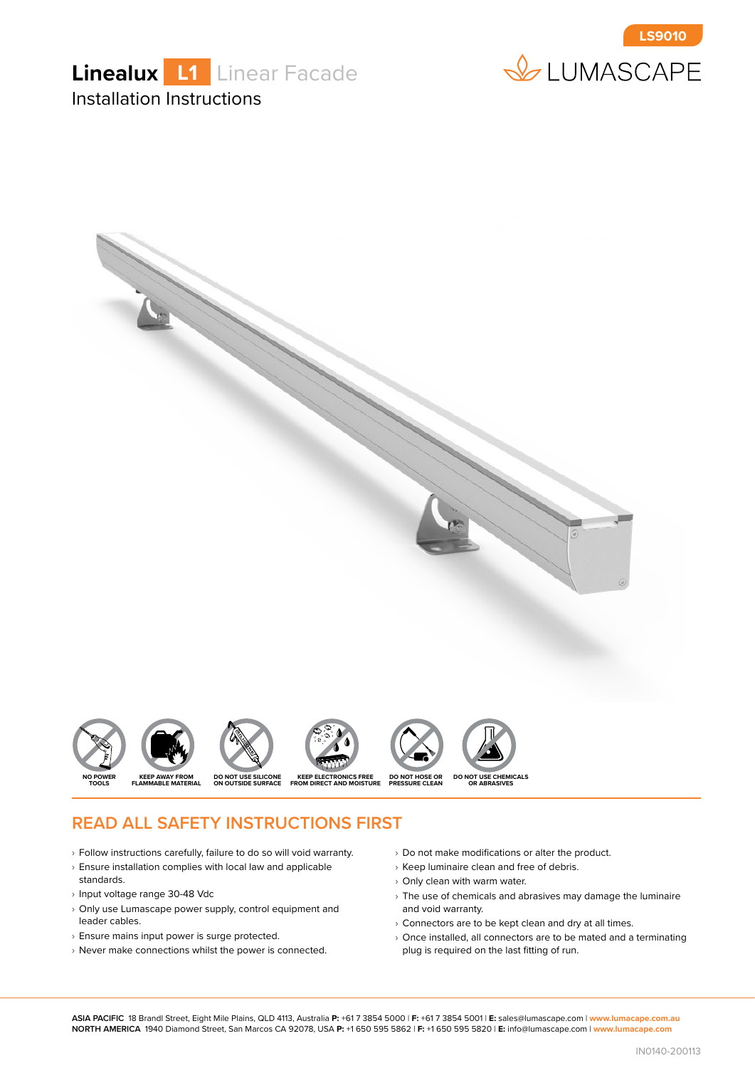LS9010

LUMASCAPE

# Linealux L1 Linear Facade

Installation Instructions

NO POWER TOOLS | KEEP AWAY FROM FLAMMABLE MATERIAL | DO NOT USE SILICONE ON OUTSIDE SURFACE | KEEP ELECTRONICS FREE FROM DIRECT AND MOISTURE | DO NOT HOSE OR PRESSURE CLEAN | DO NOT USE CHEMICALS OR ABRASIVES

## READ ALL SAFETY INSTRUCTIONS FIRST

- Follow instructions carefully, failure to do so will void warranty.
- Ensure installation complies with local law and applicable standards.
- Input voltage range 30-48 Vdc
- Only use Lumascape power supply, control equipment and leader cables.
- Ensure mains input power is surge protected.
- Never make connections whilst the power is connected.
- Do not make modifications or alter the product.
- Keep luminaire clean and free of debris.
- Only clean with warm water.
- The use of chemicals and abrasives may damage the luminaire and void warranty.
- Connectors are to be kept clean and dry at all times.
- Once installed, all connectors are to be mated and a terminating plug is required on the last fitting of run.

**ASIA PACIFIC** 18 Brandl Street, Eight Mile Plains, QLD 4113, Australia **P:** +61 7 3854 5000 | **F:** +61 7 3854 5001 | **E:** sales@lumascape.com | **www.lumacape.com.au**
**NORTH AMERICA** 1940 Diamond Street, San Marcos CA 92078, USA **P:** +1 650 595 5862 | **F:** +1 650 595 5820 | **E:** info@lumascape.com | **www.lumacape.com**

IN0140-200113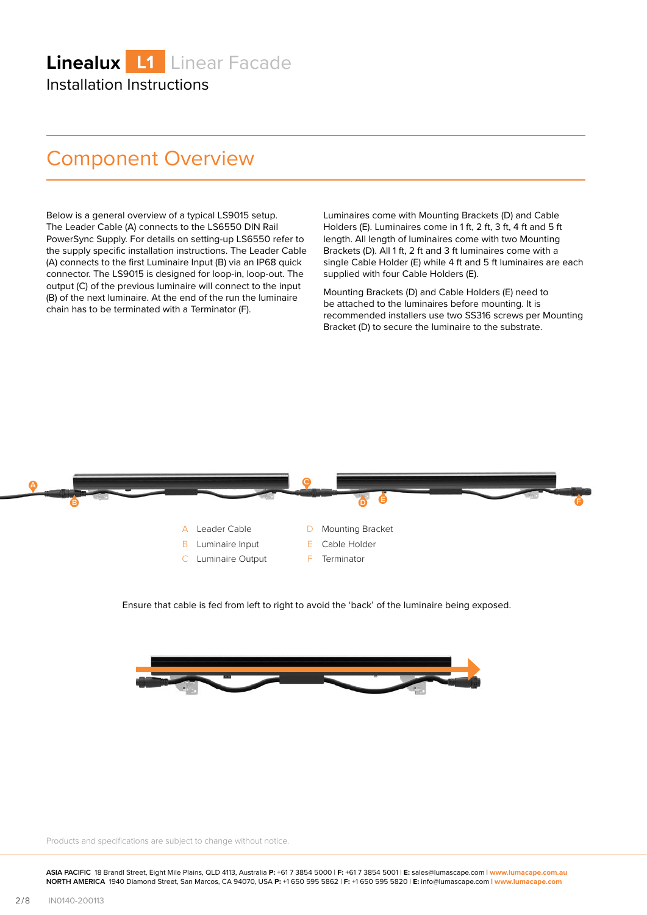# Linealux L1 Linear Facade

Installation Instructions

## Component Overview

Below is a general overview of a typical LS9015 setup. The Leader Cable (A) connects to the LS6550 DIN Rail PowerSync Supply. For details on setting-up LS6550 refer to the supply specific installation instructions. The Leader Cable (A) connects to the first Luminaire Input (B) via an IP68 quick connector. The LS9015 is designed for loop-in, loop-out. The output (C) of the previous luminaire will connect to the input (B) of the next luminaire. At the end of the run the luminaire chain has to be terminated with a Terminator (F).

Luminaires come with Mounting Brackets (D) and Cable Holders (E). Luminaires come in 1 ft, 2 ft, 3 ft, 4 ft and 5 ft length. All length of luminaires come with two Mounting Brackets (D). All 1 ft, 2 ft and 3 ft luminaires come with a single Cable Holder (E) while 4 ft and 5 ft luminaires are each supplied with four Cable Holders (E).

Mounting Brackets (D) and Cable Holders (E) need to be attached to the luminaires before mounting. It is recommended installers use two SS316 screws per Mounting Bracket (D) to secure the luminaire to the substrate.

- A Leader Cable
- B Luminaire Input
- C Luminaire Output
- D Mounting Bracket
- E Cable Holder
- F Terminator

Ensure that cable is fed from left to right to avoid the 'back' of the luminaire being exposed.

Products and specifications are subject to change without notice.

**ASIA PACIFIC** 18 Brandl Street, Eight Mile Plains, QLD 4113, Australia **P:** +61 7 3854 5000 | **F:** +61 7 3854 5001 | **E:** sales@lumascape.com | **www.lumascape.com.au**
**NORTH AMERICA** 1940 Diamond Street, San Marcos, CA 94070, USA **P:** +1 650 595 5862 | **F:** +1 650 595 5820 | **E:** info@lumascape.com | **www.lumascape.com**

IN0140-200113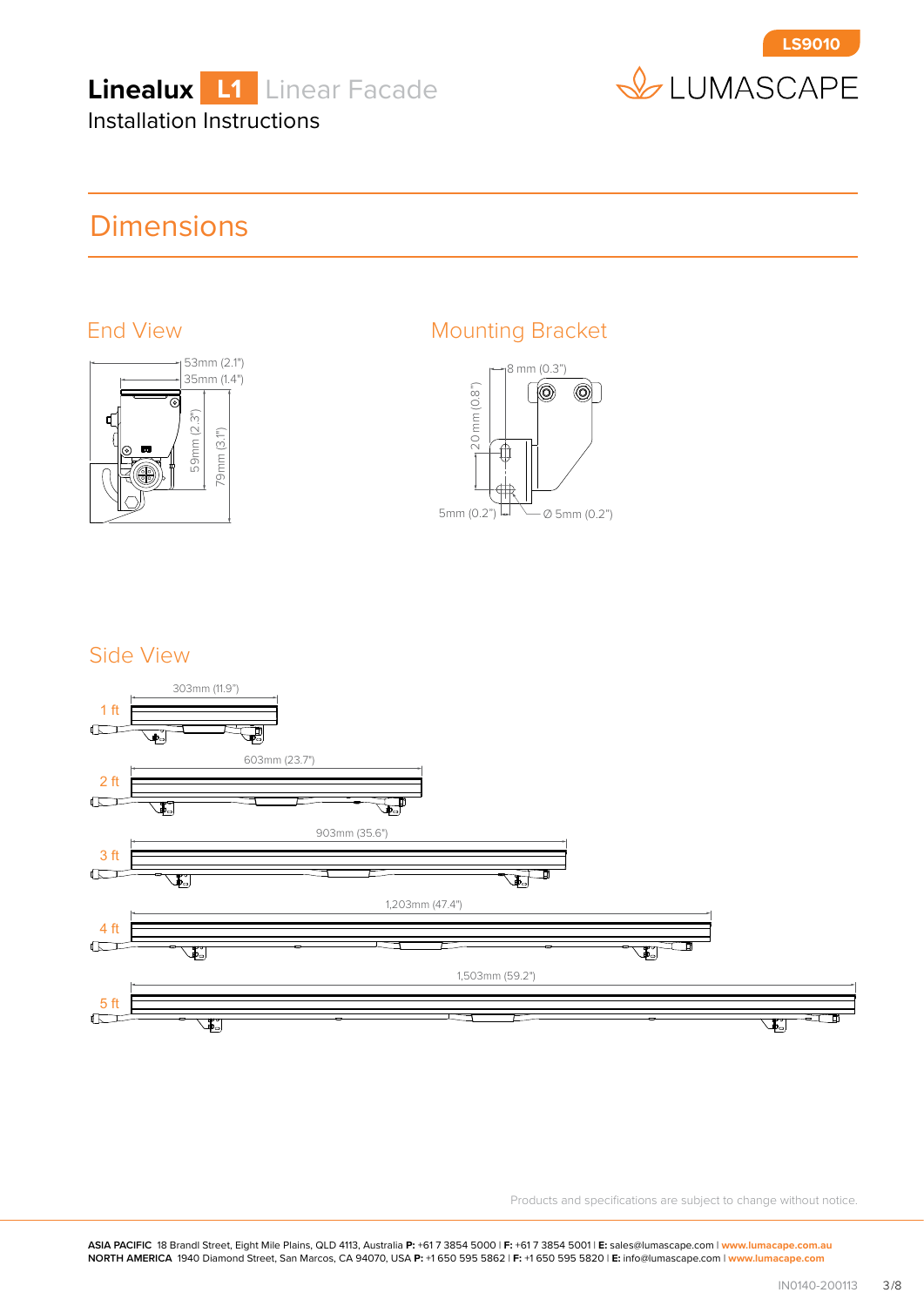# Dimensions

## End View

53mm (2.1")
35mm (1.4")
59mm (2.3")
79mm (3.1")

## Mounting Bracket

8 mm (0.3")
20 mm (0.8")
5mm (0.2")
Ø 5mm (0.2")

## Side View

1 ft — 303mm (11.9")

2 ft — 603mm (23.7")

3 ft — 903mm (35.6")

4 ft — 1,203mm (47.4")

5 ft — 1,503mm (59.2")

Products and specifications are subject to change without notice.

**ASIA PACIFIC** 18 Brandl Street, Eight Mile Plains, QLD 4113, Australia **P:** +61 7 3854 5000 | **F:** +61 7 3854 5001 | **E:** sales@lumascape.com | **www.lumascape.com.au**
**NORTH AMERICA** 1940 Diamond Street, San Marcos, CA 94070, USA **P:** +1 650 595 5862 | **F:** +1 650 595 5820 | **E:** info@lumascape.com | **www.lumascape.com**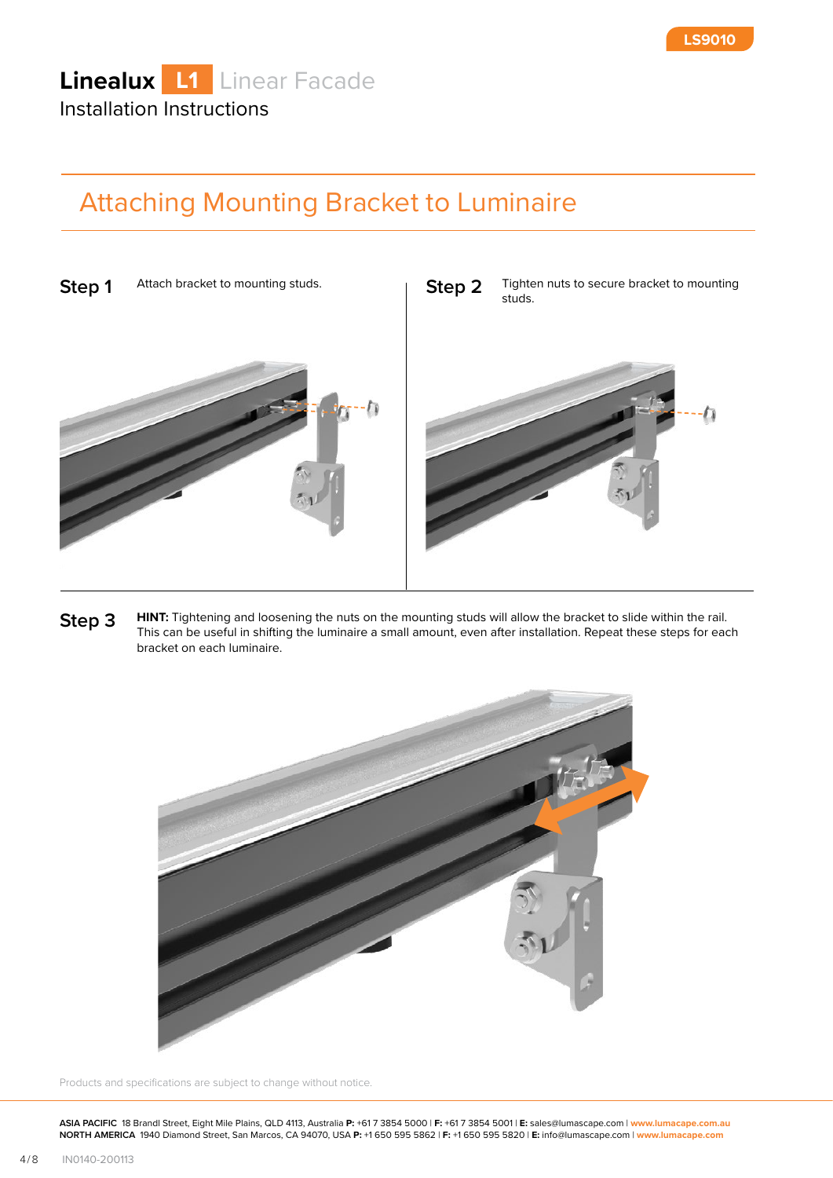# Linealux L1 Linear Facade

Installation Instructions

LS9010

## Attaching Mounting Bracket to Luminaire

**Step 1** Attach bracket to mounting studs.

**Step 2** Tighten nuts to secure bracket to mounting studs.

**Step 3** **HINT:** Tightening and loosening the nuts on the mounting studs will allow the bracket to slide within the rail. This can be useful in shifting the luminaire a small amount, even after installation. Repeat these steps for each bracket on each luminaire.

Products and specifications are subject to change without notice.

**ASIA PACIFIC** 18 Brandl Street, Eight Mile Plains, QLD 4113, Australia **P:** +61 7 3854 5000 | **F:** +61 7 3854 5001 | **E:** sales@lumascape.com | **www.lumascape.com.au**
**NORTH AMERICA** 1940 Diamond Street, San Marcos, CA 94070, USA **P:** +1 650 595 5862 | **F:** +1 650 595 5820 | **E:** info@lumascape.com | **www.lumascape.com**

IN0140-200113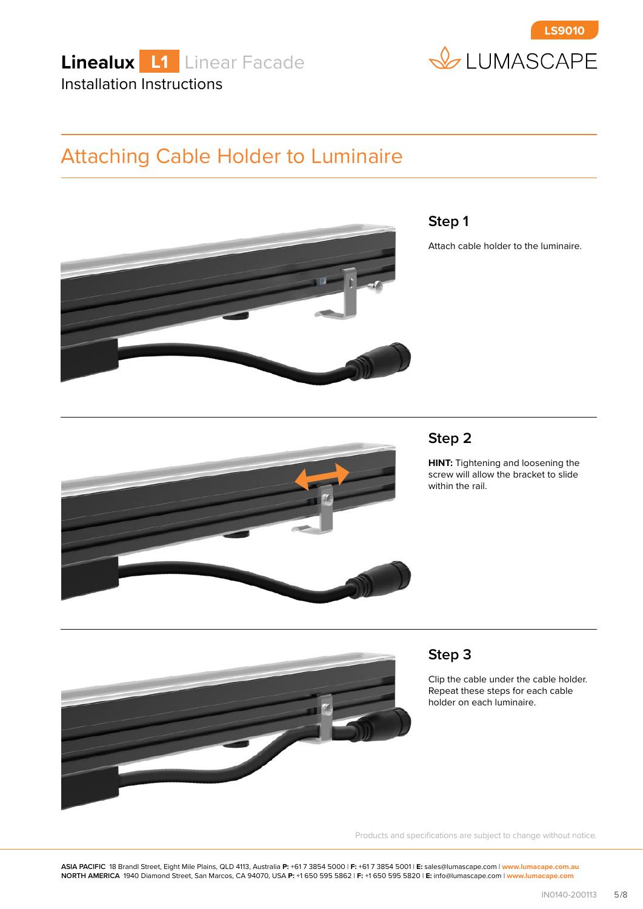## Attaching Cable Holder to Luminaire

### Step 1

Attach cable holder to the luminaire.

### Step 2

**HINT:** Tightening and loosening the screw will allow the bracket to slide within the rail.

### Step 3

Clip the cable under the cable holder. Repeat these steps for each cable holder on each luminaire.

Products and specifications are subject to change without notice.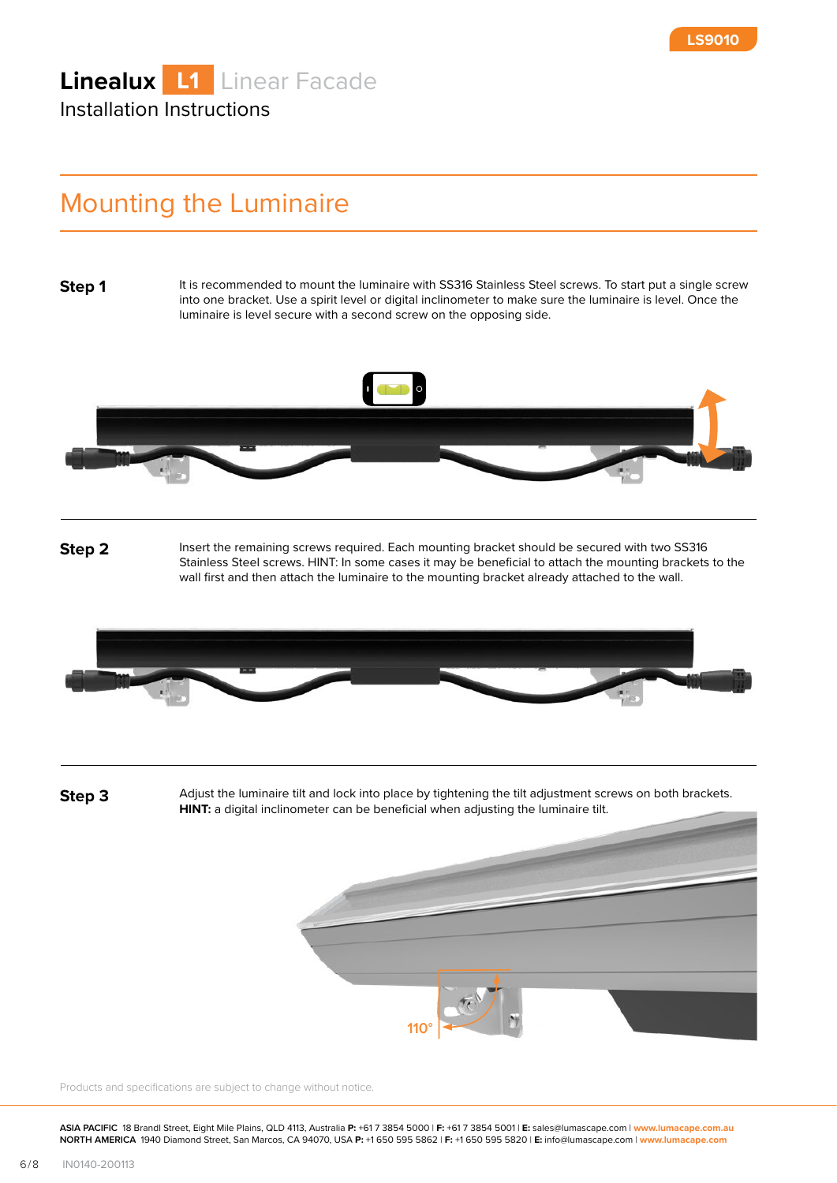# Lineal ux L1 Linear Facade

Installation Instructions

## Mounting the Luminaire

**Step 1**

It is recommended to mount the luminaire with SS316 Stainless Steel screws. To start put a single screw into one bracket. Use a spirit level or digital inclinometer to make sure the luminaire is level. Once the luminaire is level secure with a second screw on the opposing side.

**Step 2**

Insert the remaining screws required. Each mounting bracket should be secured with two SS316 Stainless Steel screws. HINT: In some cases it may be beneficial to attach the mounting brackets to the wall first and then attach the luminaire to the mounting bracket already attached to the wall.

**Step 3**

Adjust the luminaire tilt and lock into place by tightening the tilt adjustment screws on both brackets.
**HINT:** a digital inclinometer can be beneficial when adjusting the luminaire tilt.

110°

Products and specifications are subject to change without notice.

**ASIA PACIFIC** 18 Brandl Street, Eight Mile Plains, QLD 4113, Australia **P:** +61 7 3854 5000 | **F:** +61 7 3854 5001 | **E:** sales@lumascape.com | www.lumascape.com.au
**NORTH AMERICA** 1940 Diamond Street, San Marcos, CA 94070, USA **P:** +1 650 595 5862 | **F:** +1 650 595 5820 | **E:** info@lumascape.com | www.lumascape.com

IN0140-200113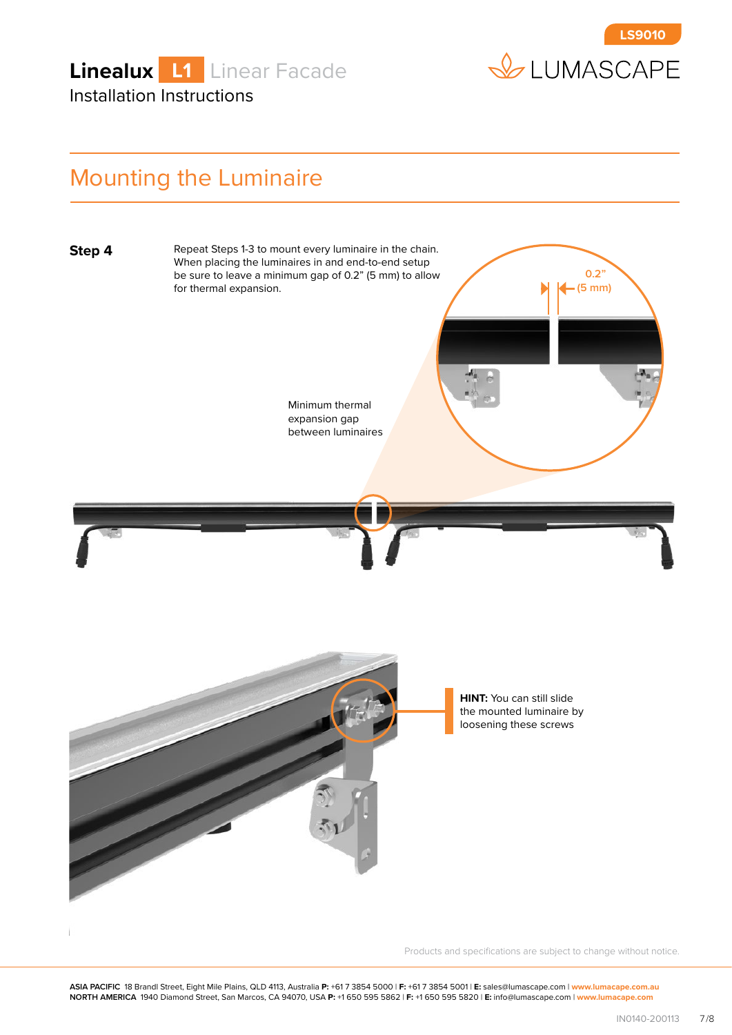# Linealux L1 Linear Facade

Installation Instructions

## Mounting the Luminaire

**Step 4**

Repeat Steps 1-3 to mount every luminaire in the chain. When placing the luminaires in and end-to-end setup be sure to leave a minimum gap of 0.2" (5 mm) to allow for thermal expansion.

0.2" (5 mm)

Minimum thermal expansion gap between luminaires

**HINT:** You can still slide the mounted luminaire by loosening these screws

Products and specifications are subject to change without notice.

**ASIA PACIFIC** 18 Brandl Street, Eight Mile Plains, QLD 4113, Australia **P:** +61 7 3854 5000 | **F:** +61 7 3854 5001 | **E:** sales@lumascape.com | www.lumacape.com.au
**NORTH AMERICA** 1940 Diamond Street, San Marcos, CA 94070, USA **P:** +1 650 595 5862 | **F:** +1 650 595 5820 | **E:** info@lumascape.com | www.lumacape.com

IN0140-200113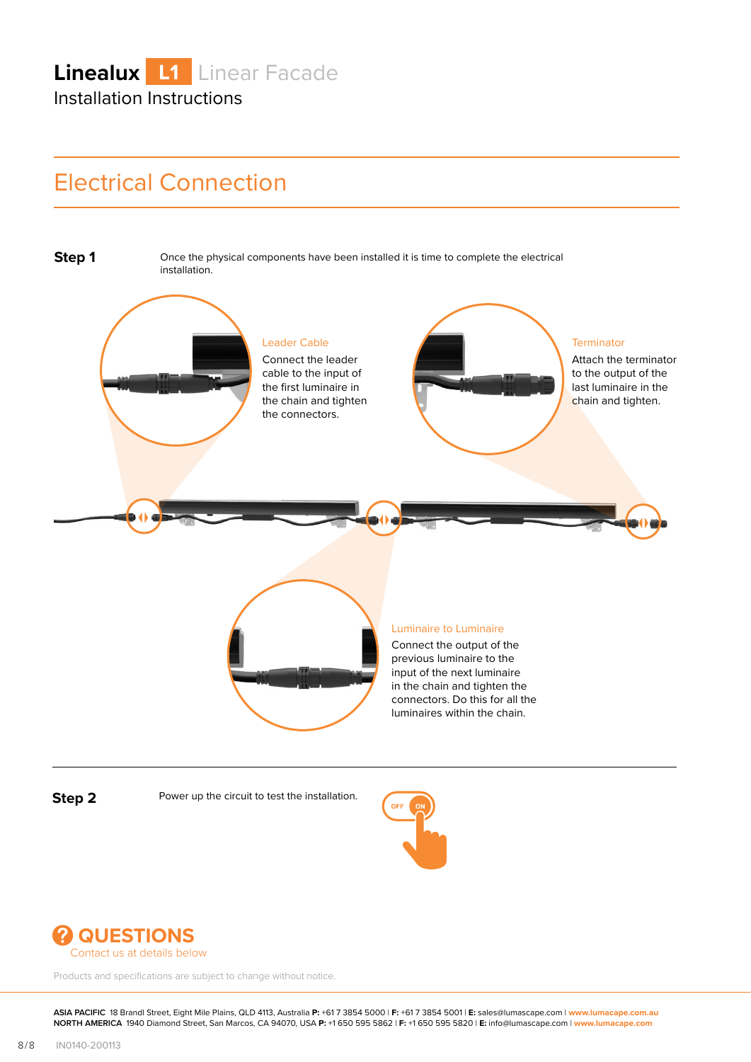# Linealux L1 Linear Facade

Installation Instructions

## Electrical Connection

**Step 1**

Once the physical components have been installed it is time to complete the electrical installation.

Leader Cable

Connect the leader cable to the input of the first luminaire in the chain and tighten the connectors.

Terminator

Attach the terminator to the output of the last luminaire in the chain and tighten.

Luminaire to Luminaire

Connect the output of the previous luminaire to the input of the next luminaire in the chain and tighten the connectors. Do this for all the luminaires within the chain.

**Step 2**

Power up the circuit to test the installation.

OFF ON

## QUESTIONS

Contact us at details below

Products and specifications are subject to change without notice.

**ASIA PACIFIC** 18 Brandl Street, Eight Mile Plains, QLD 4113, Australia **P:** +61 7 3854 5000 | **F:** +61 7 3854 5001 | **E:** sales@lumascape.com | **www.lumacape.com.au**
**NORTH AMERICA** 1940 Diamond Street, San Marcos, CA 94070, USA **P:** +1 650 595 5862 | **F:** +1 650 595 5820 | **E:** info@lumascape.com | **www.lumascape.com**

IN0140-200113